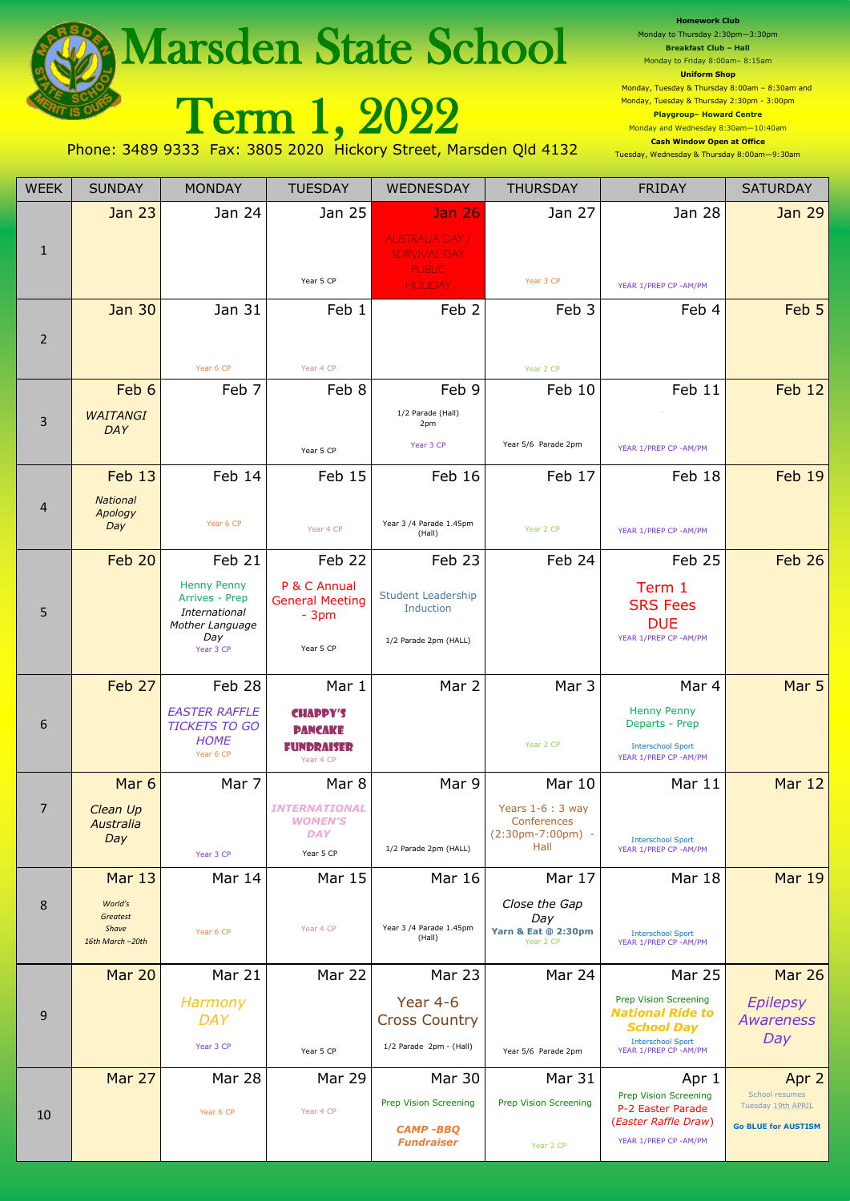# Marsden State School

# Term 1, 2022

Phone: 3489 9333 Fax: 3805 2020 Hickory Street, Marsden Qld 4132

**Homework Club**
Monday to Thursday 2:30pm—3:30pm
**Breakfast Club – Hall**
Monday to Friday 8:00am– 8:15am
**Uniform Shop**
Monday, Tuesday & Thursday 8:00am – 8:30am and
Monday, Tuesday & Thursday 2:30pm - 3:00pm
**Playgroup– Howard Centre**
Monday and Wednesday 8:30am—10:40am
**Cash Window Open at Office**
Tuesday, Wednesday & Thursday 8:00am—9:30am

| WEEK | SUNDAY | MONDAY | TUESDAY | WEDNESDAY | THURSDAY | FRIDAY | SATURDAY |
|---|---|---|---|---|---|---|---|
| 1 | Jan 23 | Jan 24 | Jan 25<br>Year 5 CP | Jan 26<br>AUSTRALIA DAY / SURVIVAL DAY PUBLIC HOLIDAY | Jan 27<br>Year 3 CP | Jan 28<br>YEAR 1/PREP CP -AM/PM | Jan 29 |
| 2 | Jan 30 | Jan 31<br>Year 6 CP | Feb 1<br>Year 4 CP | Feb 2 | Feb 3<br>Year 2 CP | Feb 4 | Feb 5 |
| 3 | Feb 6<br>*WAITANGI DAY* | Feb 7 | Feb 8<br>Year 5 CP | Feb 9<br>1/2 Parade (Hall) 2pm<br>Year 3 CP | Feb 10<br>Year 5/6 Parade 2pm | Feb 11<br>YEAR 1/PREP CP -AM/PM | Feb 12 |
| 4 | Feb 13<br>*National Apology Day* | Feb 14<br>Year 6 CP | Feb 15<br>Year 4 CP | Feb 16<br>Year 3 /4 Parade 1.45pm (Hall) | Feb 17<br>Year 2 CP | Feb 18<br>YEAR 1/PREP CP -AM/PM | Feb 19 |
| 5 | Feb 20 | Feb 21<br>Henny Penny Arrives - Prep<br>*International Mother Language Day*<br>Year 3 CP | Feb 22<br>P & C Annual General Meeting - 3pm<br>Year 5 CP | Feb 23<br>Student Leadership Induction<br>1/2 Parade 2pm (HALL) | Feb 24 | Feb 25<br>Term 1 SRS Fees DUE<br>YEAR 1/PREP CP -AM/PM | Feb 26 |
| 6 | Feb 27 | Feb 28<br>*EASTER RAFFLE TICKETS TO GO HOME*<br>Year 6 CP | Mar 1<br>**CHAPPY'S PANCAKE FUNDRAISER**<br>Year 4 CP | Mar 2 | Mar 3<br>Year 2 CP | Mar 4<br>Henny Penny Departs - Prep<br>Interschool Sport<br>YEAR 1/PREP CP -AM/PM | Mar 5 |
| 7 | Mar 6<br>*Clean Up Australia Day* | Mar 7<br>Year 3 CP | Mar 8<br>***INTERNATIONAL WOMEN'S DAY***<br>Year 5 CP | Mar 9<br>1/2 Parade 2pm (HALL) | Mar 10<br>Years 1-6 : 3 way Conferences (2:30pm-7:00pm) - Hall | Mar 11<br>Interschool Sport<br>YEAR 1/PREP CP -AM/PM | Mar 12 |
| 8 | Mar 13<br>*World's Greatest Shave 16th March –20th* | Mar 14<br>Year 6 CP | Mar 15<br>Year 4 CP | Mar 16<br>Year 3 /4 Parade 1.45pm (Hall) | Mar 17<br>*Close the Gap Day*<br>**Yarn & Eat @ 2:30pm**<br>Year 2 CP | Mar 18<br>Interschool Sport<br>YEAR 1/PREP CP -AM/PM | Mar 19 |
| 9 | Mar 20 | Mar 21<br>*Harmony DAY*<br>Year 3 CP | Mar 22<br>Year 5 CP | Mar 23<br>Year 4-6 Cross Country<br>1/2 Parade 2pm - (Hall) | Mar 24<br>Year 5/6 Parade 2pm | Mar 25<br>Prep Vision Screening<br>***National Ride to School Day***<br>Interschool Sport<br>YEAR 1/PREP CP -AM/PM | Mar 26<br>*Epilepsy Awareness Day* |
| 10 | Mar 27 | Mar 28<br>Year 6 CP | Mar 29<br>Year 4 CP | Mar 30<br>Prep Vision Screening<br>***CAMP -BBQ Fundraiser*** | Mar 31<br>Prep Vision Screening<br>Year 2 CP | Apr 1<br>Prep Vision Screening<br>P-2 Easter Parade<br>*(Easter Raffle Draw)*<br>YEAR 1/PREP CP -AM/PM | Apr 2<br>School resumes Tuesday 19th APRIL<br>**Go BLUE for AUSTISM** |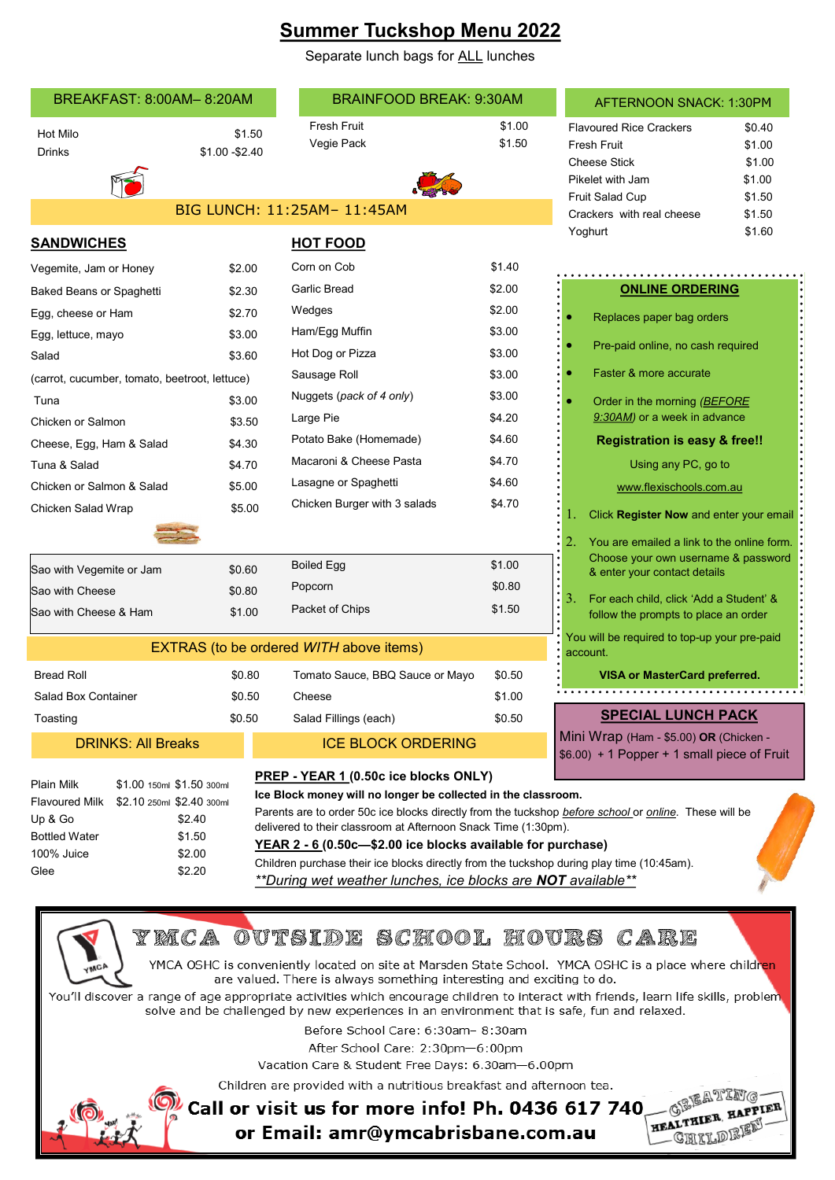# Summer Tuckshop Menu 2022

Separate lunch bags for ALL lunches

## BREAKFAST: 8:00AM– 8:20AM

| | |
|---|---|
| Hot Milo | $1.50 |
| Drinks | $1.00 -$2.40 |

## BRAINFOOD BREAK: 9:30AM

| | |
|---|---|
| Fresh Fruit | $1.00 |
| Vegie Pack | $1.50 |

## AFTERNOON SNACK: 1:30PM

| | |
|---|---|
| Flavoured Rice Crackers | $0.40 |
| Fresh Fruit | $1.00 |
| Cheese Stick | $1.00 |
| Pikelet with Jam | $1.00 |
| Fruit Salad Cup | $1.50 |
| Crackers with real cheese | $1.50 |
| Yoghurt | $1.60 |

## BIG LUNCH: 11:25AM– 11:45AM

### SANDWICHES

| | |
|---|---|
| Vegemite, Jam or Honey | $2.00 |
| Baked Beans or Spaghetti | $2.30 |
| Egg, cheese or Ham | $2.70 |
| Egg, lettuce, mayo | $3.00 |
| Salad | $3.60 |
| (carrot, cucumber, tomato, beetroot, lettuce) | |
| Tuna | $3.00 |
| Chicken or Salmon | $3.50 |
| Cheese, Egg, Ham & Salad | $4.30 |
| Tuna & Salad | $4.70 |
| Chicken or Salmon & Salad | $5.00 |
| Chicken Salad Wrap | $5.00 |

### HOT FOOD

| | |
|---|---|
| Corn on Cob | $1.40 |
| Garlic Bread | $2.00 |
| Wedges | $2.00 |
| Ham/Egg Muffin | $3.00 |
| Hot Dog or Pizza | $3.00 |
| Sausage Roll | $3.00 |
| Nuggets (*pack of 4 only*) | $3.00 |
| Large Pie | $4.20 |
| Potato Bake (Homemade) | $4.60 |
| Macaroni & Cheese Pasta | $4.70 |
| Lasagne or Spaghetti | $4.60 |
| Chicken Burger with 3 salads | $4.70 |

| | | | |
|---|---|---|---|
| Sao with Vegemite or Jam | $0.60 | Boiled Egg | $1.00 |
| Sao with Cheese | $0.80 | Popcorn | $0.80 |
| Sao with Cheese & Ham | $1.00 | Packet of Chips | $1.50 |

## EXTRAS (to be ordered *WITH* above items)

| | | | |
|---|---|---|---|
| Bread Roll | $0.80 | Tomato Sauce, BBQ Sauce or Mayo | $0.50 |
| Salad Box Container | $0.50 | Cheese | $1.00 |
| Toasting | $0.50 | Salad Fillings (each) | $0.50 |

## ONLINE ORDERING

- Replaces paper bag orders
- Pre-paid online, no cash required
- Faster & more accurate
- Order in the morning *(BEFORE 9:30AM)* or a week in advance

**Registration is easy & free!!**

Using any PC, go to

www.flexischools.com.au

1. Click **Register Now** and enter your email
2. You are emailed a link to the online form. Choose your own username & password & enter your contact details
3. For each child, click 'Add a Student' & follow the prompts to place an order

You will be required to top-up your pre-paid account.

**VISA or MasterCard preferred.**

## SPECIAL LUNCH PACK

Mini Wrap (Ham - $5.00) **OR** (Chicken - $6.00) + 1 Popper + 1 small piece of Fruit

## DRINKS: All Breaks

| | | |
|---|---|---|
| Plain Milk | $1.00 150ml | $1.50 300ml |
| Flavoured Milk | $2.10 250ml | $2.40 300ml |
| Up & Go | | $2.40 |
| Bottled Water | | $1.50 |
| 100% Juice | | $2.00 |
| Glee | | $2.20 |

## ICE BLOCK ORDERING

**PREP - YEAR 1 (0.50c ice blocks ONLY)**

**Ice Block money will no longer be collected in the classroom.**

Parents are to order 50c ice blocks directly from the tuckshop *before school* or *online*. These will be delivered to their classroom at Afternoon Snack Time (1:30pm).

**YEAR 2 - 6 (0.50c—$2.00 ice blocks available for purchase)**

Children purchase their ice blocks directly from the tuckshop during play time (10:45am).

***During wet weather lunches, ice blocks are NOT available***

## YMCA OUTSIDE SCHOOL HOURS CARE

YMCA OSHC is conveniently located on site at Marsden State School. YMCA OSHC is a place where children are valued. There is always something interesting and exciting to do.

You'll discover a range of age appropriate activities which encourage children to interact with friends, learn life skills, problem solve and be challenged by new experiences in an environment that is safe, fun and relaxed.

Before School Care: 6:30am– 8:30am

After School Care: 2:30pm—6:00pm

Vacation Care & Student Free Days: 6.30am—6.00pm

Children are provided with a nutritious breakfast and afternoon tea.

**Call or visit us for more info! Ph. 0436 617 740**

**or Email: amr@ymcabrisbane.com.au**

Creating Healthier, Happier Children